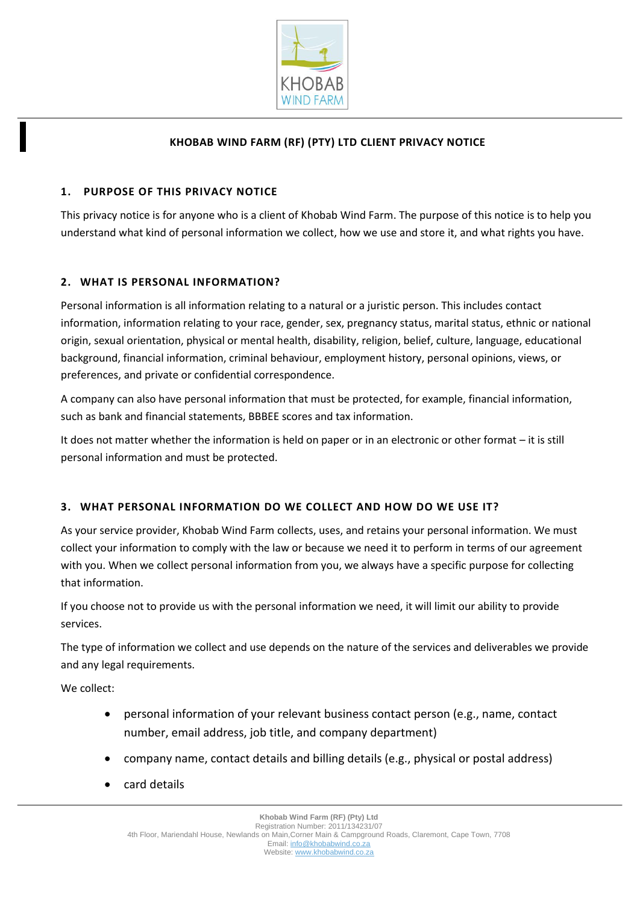# KHOBAB WIND FARM (RF) (PTY) LTD CLIENT PRIVACY NOTICE

## 1. PURPOSE OF THIS PRIVACY NOTICE

This privacy notice is for anyone who is a client of Khobab Wind Farm. The purpose of this notice is to help you understand what kind of personal information we collect, how we use and store it, and what rights you have.

## 2. WHAT IS PERSONAL INFORMATION?

Personal information is all information relating to a natural or a juristic person. This includes contact information, information relating to your race, gender, sex, pregnancy status, marital status, ethnic or national origin, sexual orientation, physical or mental health, disability, religion, belief, culture, language, educational background, financial information, criminal behaviour, employment history, personal opinions, views, or preferences, and private or confidential correspondence.

A company can also have personal information that must be protected, for example, financial information, such as bank and financial statements, BBBEE scores and tax information.

It does not matter whether the information is held on paper or in an electronic or other format – it is still personal information and must be protected.

## 3. WHAT PERSONAL INFORMATION DO WE COLLECT AND HOW DO WE USE IT?

As your service provider, Khobab Wind Farm collects, uses, and retains your personal information. We must collect your information to comply with the law or because we need it to perform in terms of our agreement with you. When we collect personal information from you, we always have a specific purpose for collecting that information.

If you choose not to provide us with the personal information we need, it will limit our ability to provide services.

The type of information we collect and use depends on the nature of the services and deliverables we provide and any legal requirements.

We collect:

- personal information of your relevant business contact person (e.g., name, contact number, email address, job title, and company department)
- company name, contact details and billing details (e.g., physical or postal address)
- card details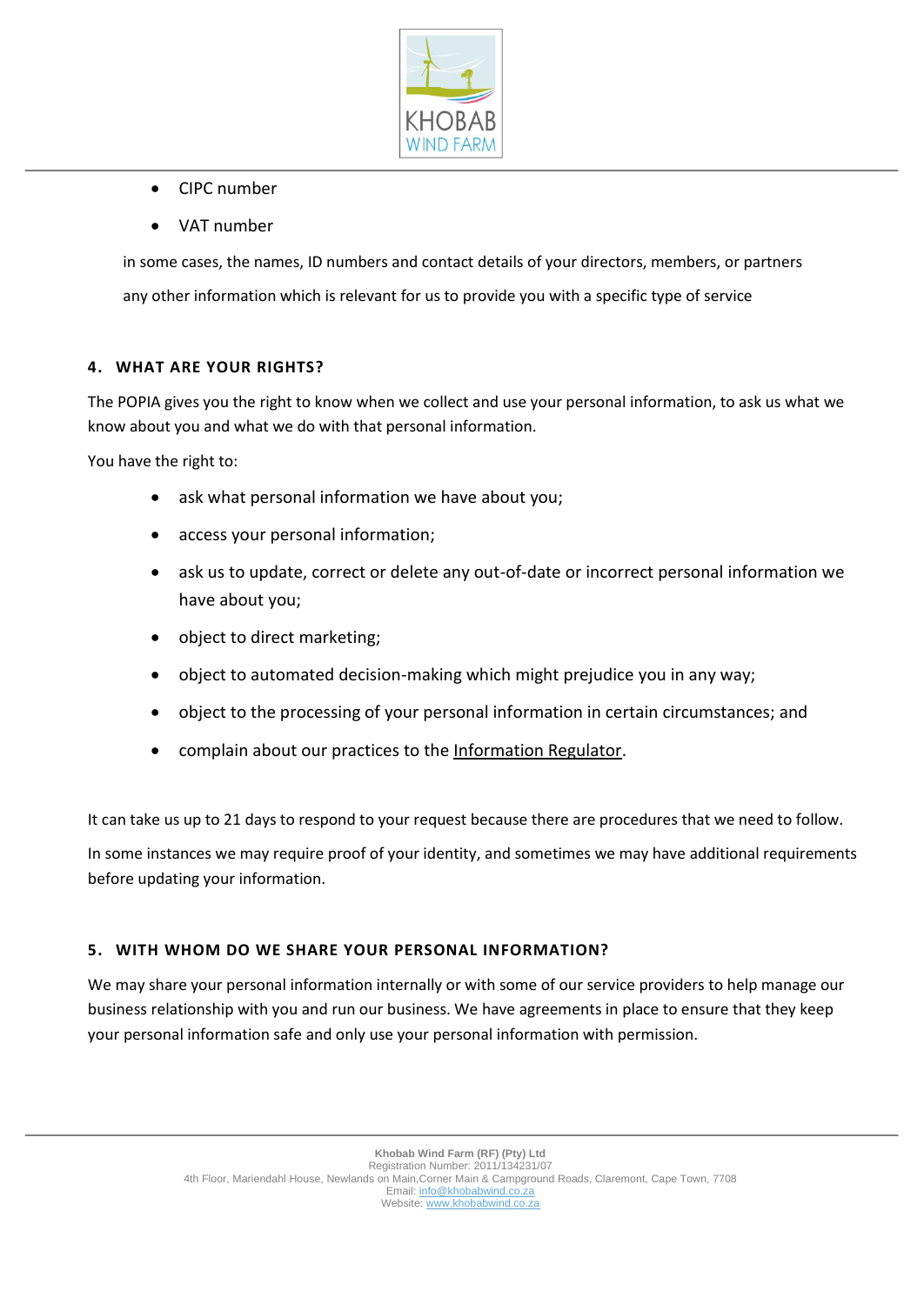- CIPC number
- VAT number

in some cases, the names, ID numbers and contact details of your directors, members, or partners

any other information which is relevant for us to provide you with a specific type of service

## 4. WHAT ARE YOUR RIGHTS?

The POPIA gives you the right to know when we collect and use your personal information, to ask us what we know about you and what we do with that personal information.

You have the right to:

- ask what personal information we have about you;
- access your personal information;
- ask us to update, correct or delete any out-of-date or incorrect personal information we have about you;
- object to direct marketing;
- object to automated decision-making which might prejudice you in any way;
- object to the processing of your personal information in certain circumstances; and
- complain about our practices to the Information Regulator.

It can take us up to 21 days to respond to your request because there are procedures that we need to follow.

In some instances we may require proof of your identity, and sometimes we may have additional requirements before updating your information.

## 5. WITH WHOM DO WE SHARE YOUR PERSONAL INFORMATION?

We may share your personal information internally or with some of our service providers to help manage our business relationship with you and run our business. We have agreements in place to ensure that they keep your personal information safe and only use your personal information with permission.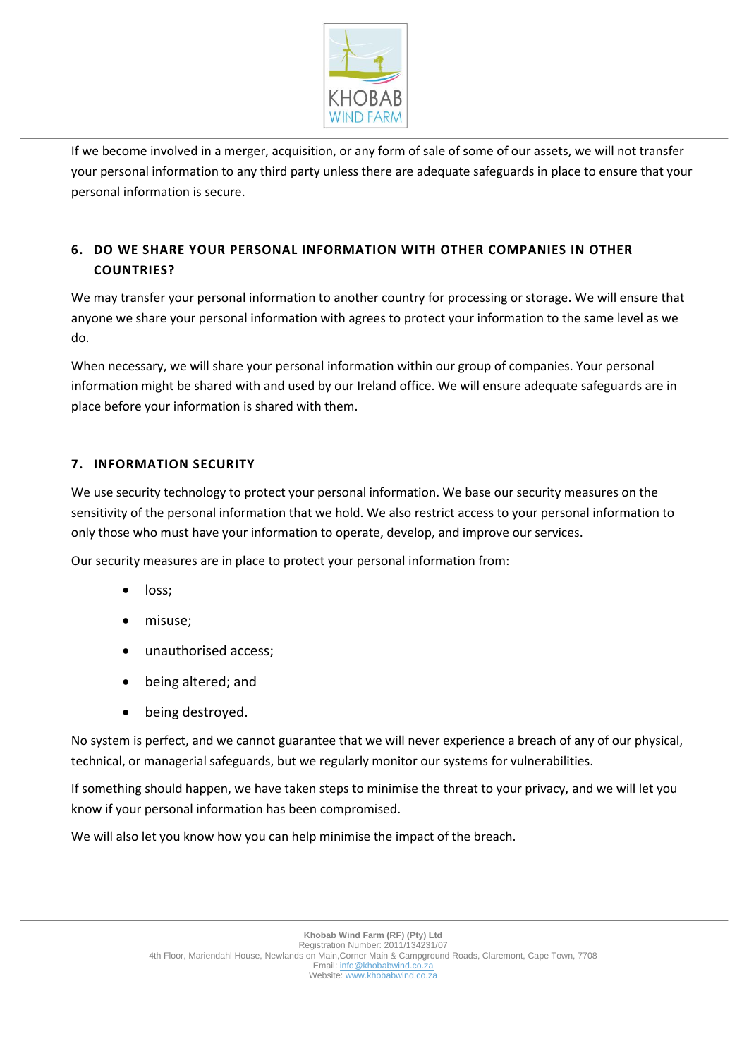If we become involved in a merger, acquisition, or any form of sale of some of our assets, we will not transfer your personal information to any third party unless there are adequate safeguards in place to ensure that your personal information is secure.

## 6. DO WE SHARE YOUR PERSONAL INFORMATION WITH OTHER COMPANIES IN OTHER COUNTRIES?

We may transfer your personal information to another country for processing or storage. We will ensure that anyone we share your personal information with agrees to protect your information to the same level as we do.

When necessary, we will share your personal information within our group of companies. Your personal information might be shared with and used by our Ireland office. We will ensure adequate safeguards are in place before your information is shared with them.

## 7. INFORMATION SECURITY

We use security technology to protect your personal information. We base our security measures on the sensitivity of the personal information that we hold. We also restrict access to your personal information to only those who must have your information to operate, develop, and improve our services.

Our security measures are in place to protect your personal information from:

- loss;
- misuse;
- unauthorised access;
- being altered; and
- being destroyed.

No system is perfect, and we cannot guarantee that we will never experience a breach of any of our physical, technical, or managerial safeguards, but we regularly monitor our systems for vulnerabilities.

If something should happen, we have taken steps to minimise the threat to your privacy, and we will let you know if your personal information has been compromised.

We will also let you know how you can help minimise the impact of the breach.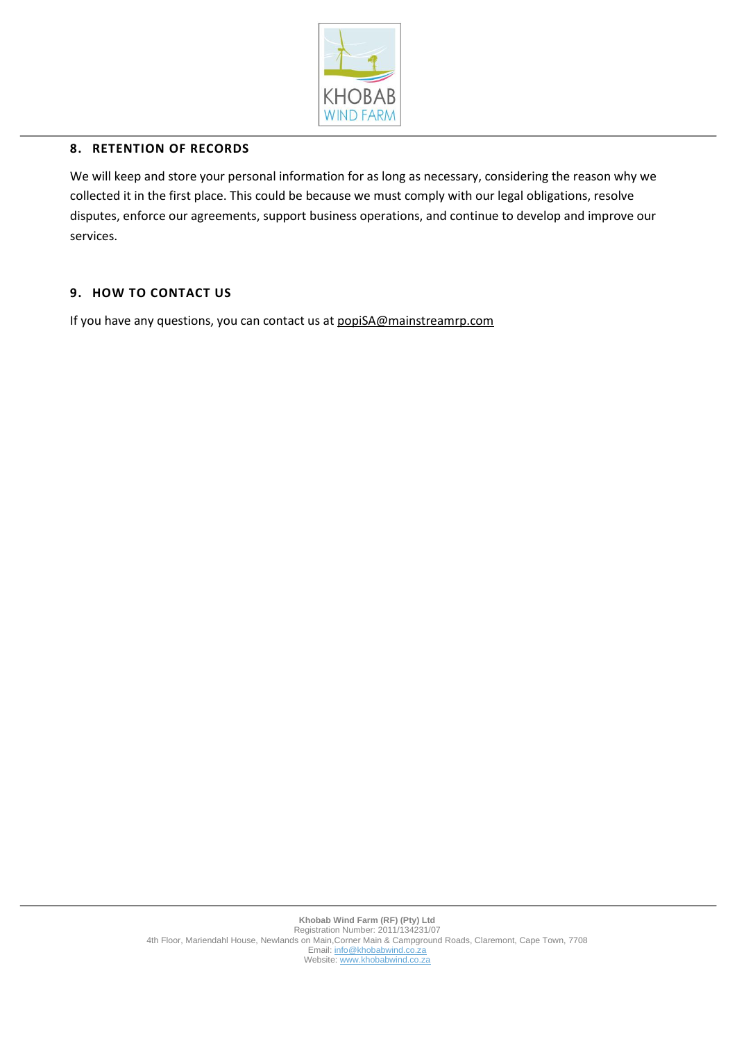## 8. RETENTION OF RECORDS

We will keep and store your personal information for as long as necessary, considering the reason why we collected it in the first place. This could be because we must comply with our legal obligations, resolve disputes, enforce our agreements, support business operations, and continue to develop and improve our services.

## 9. HOW TO CONTACT US

If you have any questions, you can contact us at popiSA@mainstreamrp.com